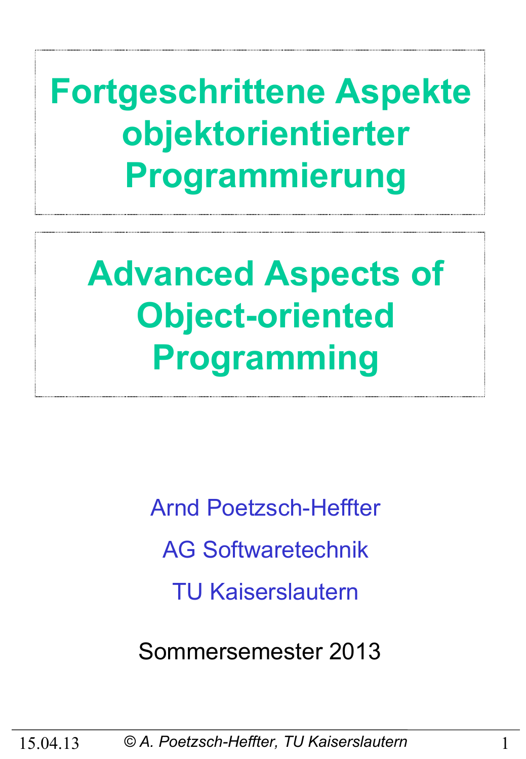# Fortgeschrittene Aspekte objektorientierter Programmierung

# Advanced Aspects of Object-oriented Programming

Arnd Poetzsch-Heffter

AG Softwaretechnik

TU Kaiserslautern

Sommersemester 2013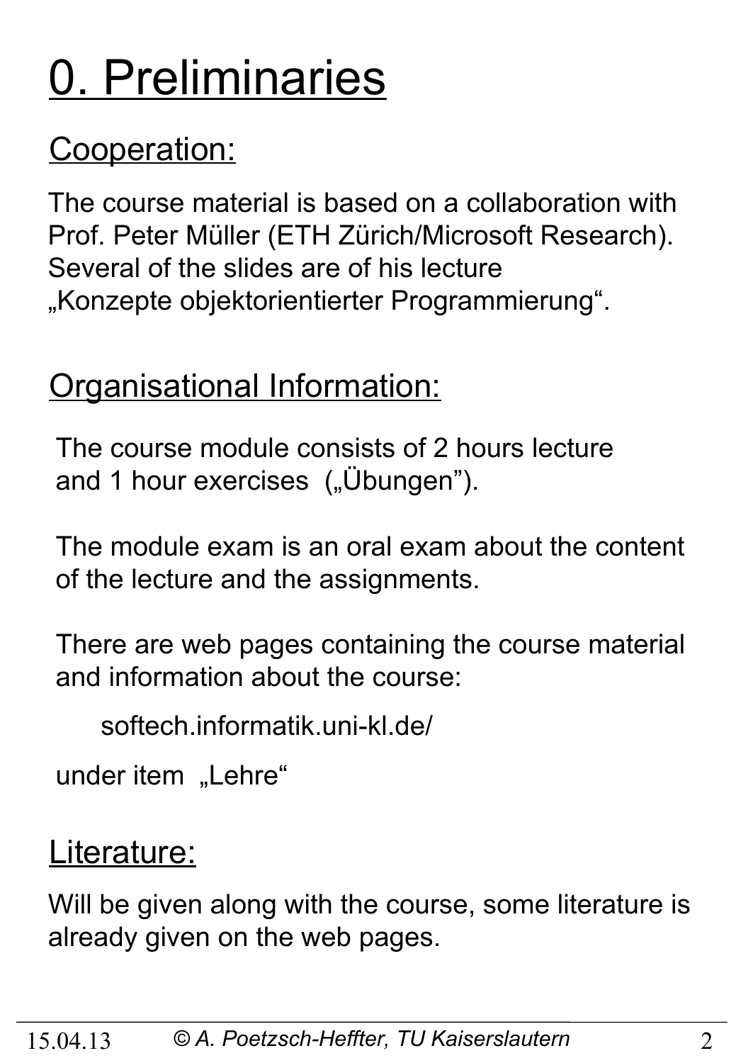# 0. Preliminaries

## Cooperation:

The course material is based on a collaboration with Prof. Peter Müller (ETH Zürich/Microsoft Research). Several of the slides are of his lecture „Konzepte objektorientierter Programmierung".

## Organisational Information:

The course module consists of 2 hours lecture and 1 hour exercises („Übungen").

The module exam is an oral exam about the content of the lecture and the assignments.

There are web pages containing the course material and information about the course:

softech.informatik.uni-kl.de/

under item „Lehre"

## Literature:

Will be given along with the course, some literature is already given on the web pages.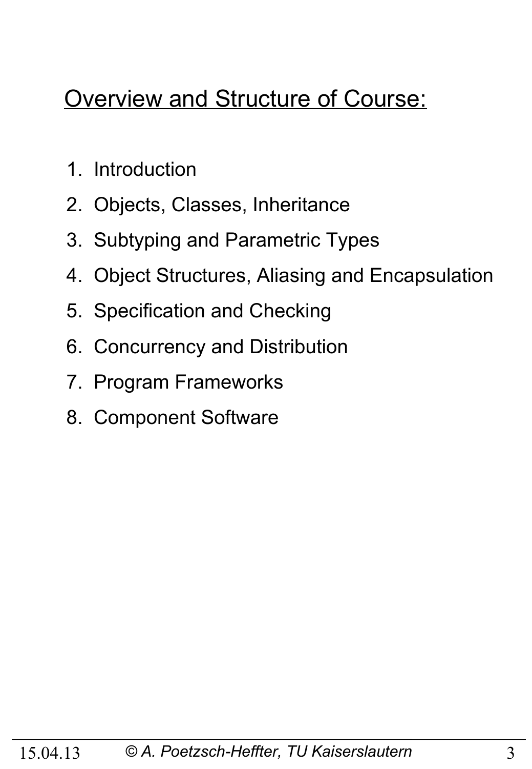## Overview and Structure of Course:

1. Introduction
2. Objects, Classes, Inheritance
3. Subtyping and Parametric Types
4. Object Structures, Aliasing and Encapsulation
5. Specification and Checking
6. Concurrency and Distribution
7. Program Frameworks
8. Component Software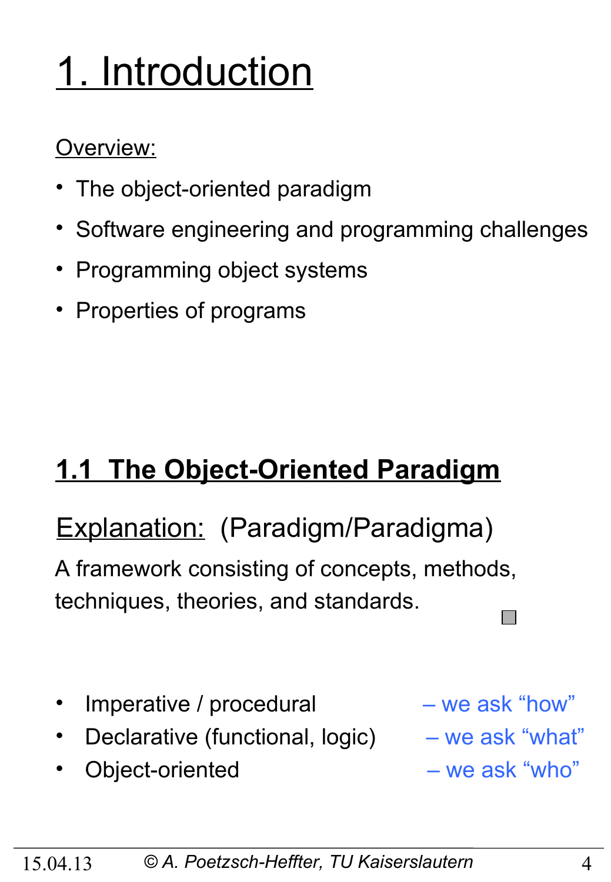# 1. Introduction

Overview:

- The object-oriented paradigm
- Software engineering and programming challenges
- Programming object systems
- Properties of programs

## 1.1 The Object-Oriented Paradigm

Explanation: (Paradigm/Paradigma)

A framework consisting of concepts, methods, techniques, theories, and standards.

- Imperative / procedural – we ask "how"
- Declarative (functional, logic) – we ask "what"
- Object-oriented – we ask "who"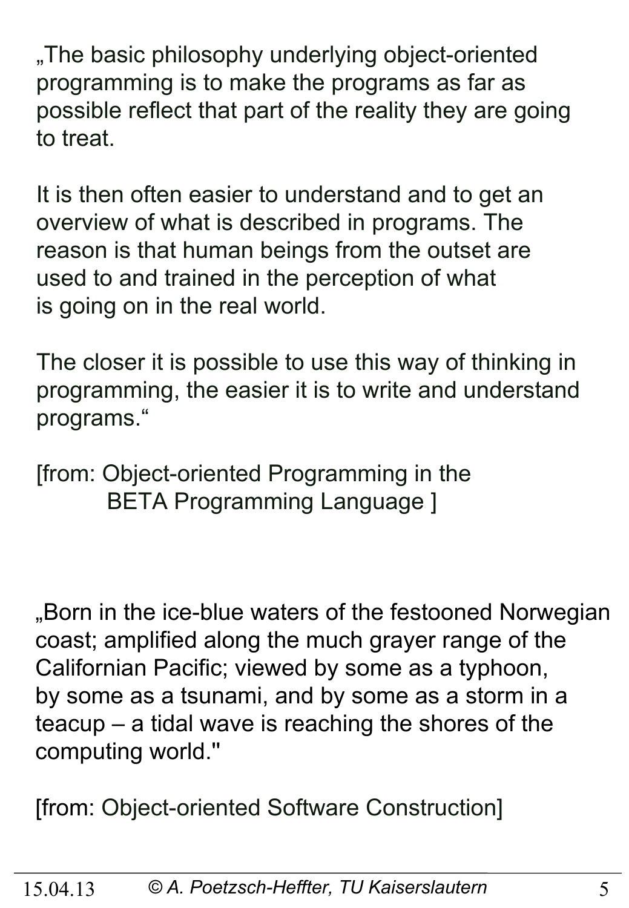„The basic philosophy underlying object-oriented programming is to make the programs as far as possible reflect that part of the reality they are going to treat.

It is then often easier to understand and to get an overview of what is described in programs. The reason is that human beings from the outset are used to and trained in the perception of what is going on in the real world.

The closer it is possible to use this way of thinking in programming, the easier it is to write and understand programs.“

[from: Object-oriented Programming in the BETA Programming Language ]

„Born in the ice-blue waters of the festooned Norwegian coast; amplified along the much grayer range of the Californian Pacific; viewed by some as a typhoon, by some as a tsunami, and by some as a storm in a teacup – a tidal wave is reaching the shores of the computing world."

[from: Object-oriented Software Construction]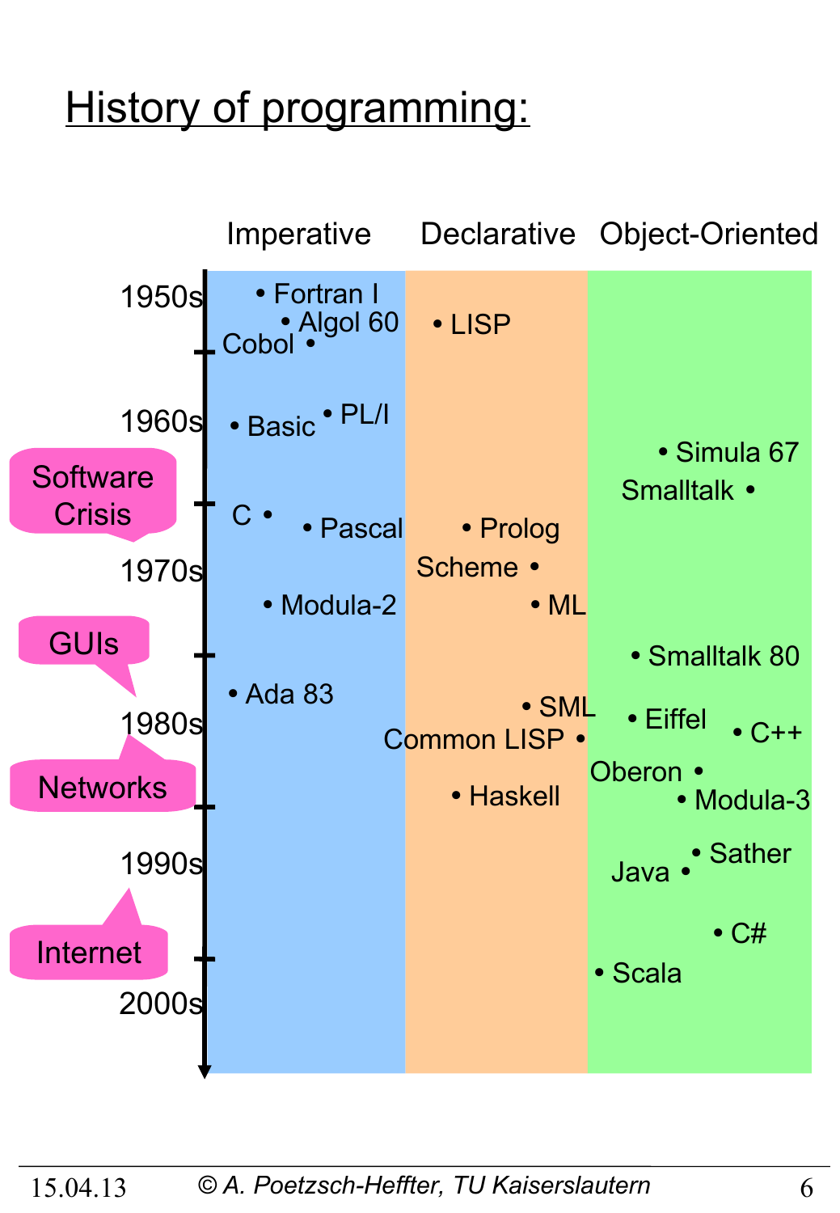# History of programming:

| | Imperative | Declarative | Object-Oriented |
|---|---|---|---|
| 1950s | Fortran I, Algol 60, Cobol | LISP | |
| 1960s | Basic, PL/I, C, Pascal | Prolog | Simula 67, Smalltalk |
| 1970s | Modula-2, Ada 83 | Scheme, ML | Smalltalk 80 |
| 1980s | | SML, Common LISP, Haskell | Eiffel, C++, Oberon, Modula-3 |
| 1990s | | | Sather, Java, C#, Scala |
| 2000s | | | |

- Software Crisis
- GUIs
- Networks
- Internet

15.04.13 © A. Poetzsch-Heffter, TU Kaiserslautern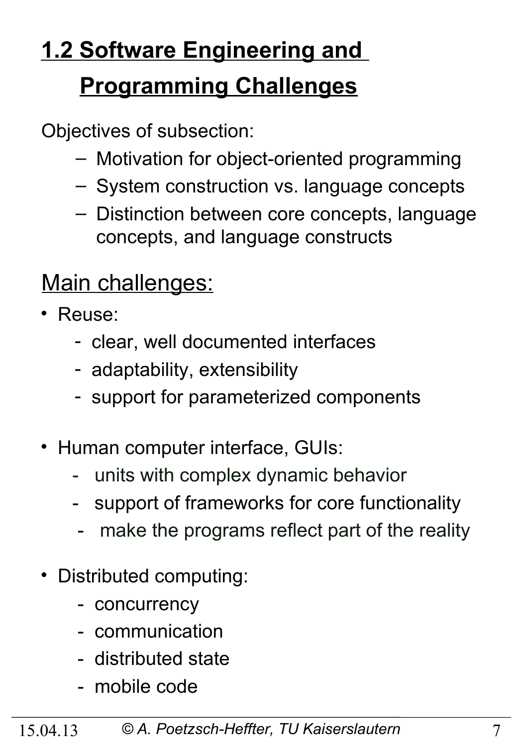## 1.2 Software Engineering and Programming Challenges

Objectives of subsection:

- Motivation for object-oriented programming
- System construction vs. language concepts
- Distinction between core concepts, language concepts, and language constructs

### Main challenges:

- Reuse:
  - clear, well documented interfaces
  - adaptability, extensibility
  - support for parameterized components

- Human computer interface, GUIs:
  - units with complex dynamic behavior
  - support of frameworks for core functionality
  - make the programs reflect part of the reality

- Distributed computing:
  - concurrency
  - communication
  - distributed state
  - mobile code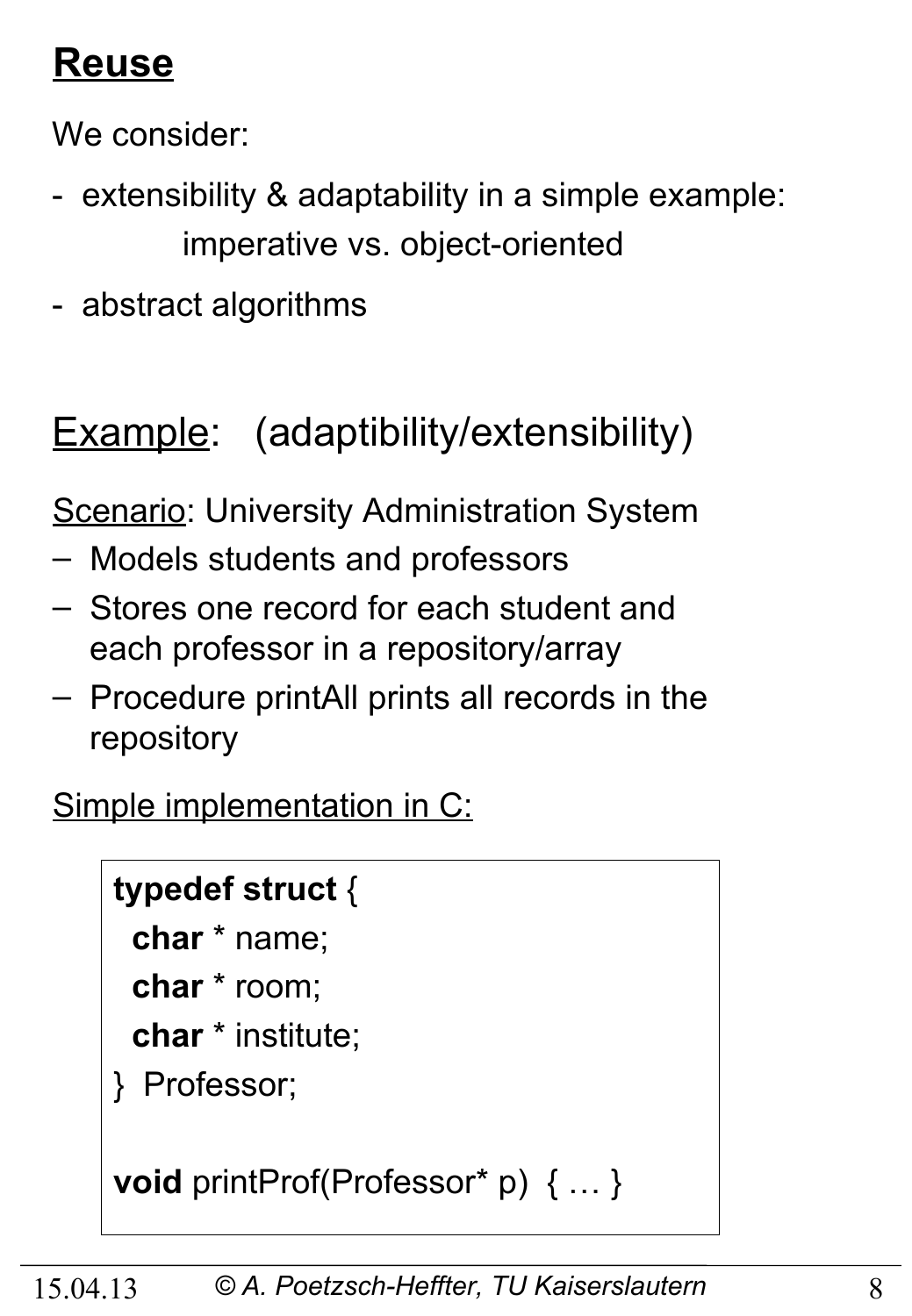## Reuse

We consider:

- extensibility & adaptability in a simple example:
  imperative vs. object-oriented
- abstract algorithms

## Example: (adaptibility/extensibility)

Scenario: University Administration System

- Models students and professors
- Stores one record for each student and each professor in a repository/array
- Procedure printAll prints all records in the repository

Simple implementation in C:

```
typedef struct {
  char * name;
  char * room;
  char * institute;
} Professor;

void printProf(Professor* p) { … }
```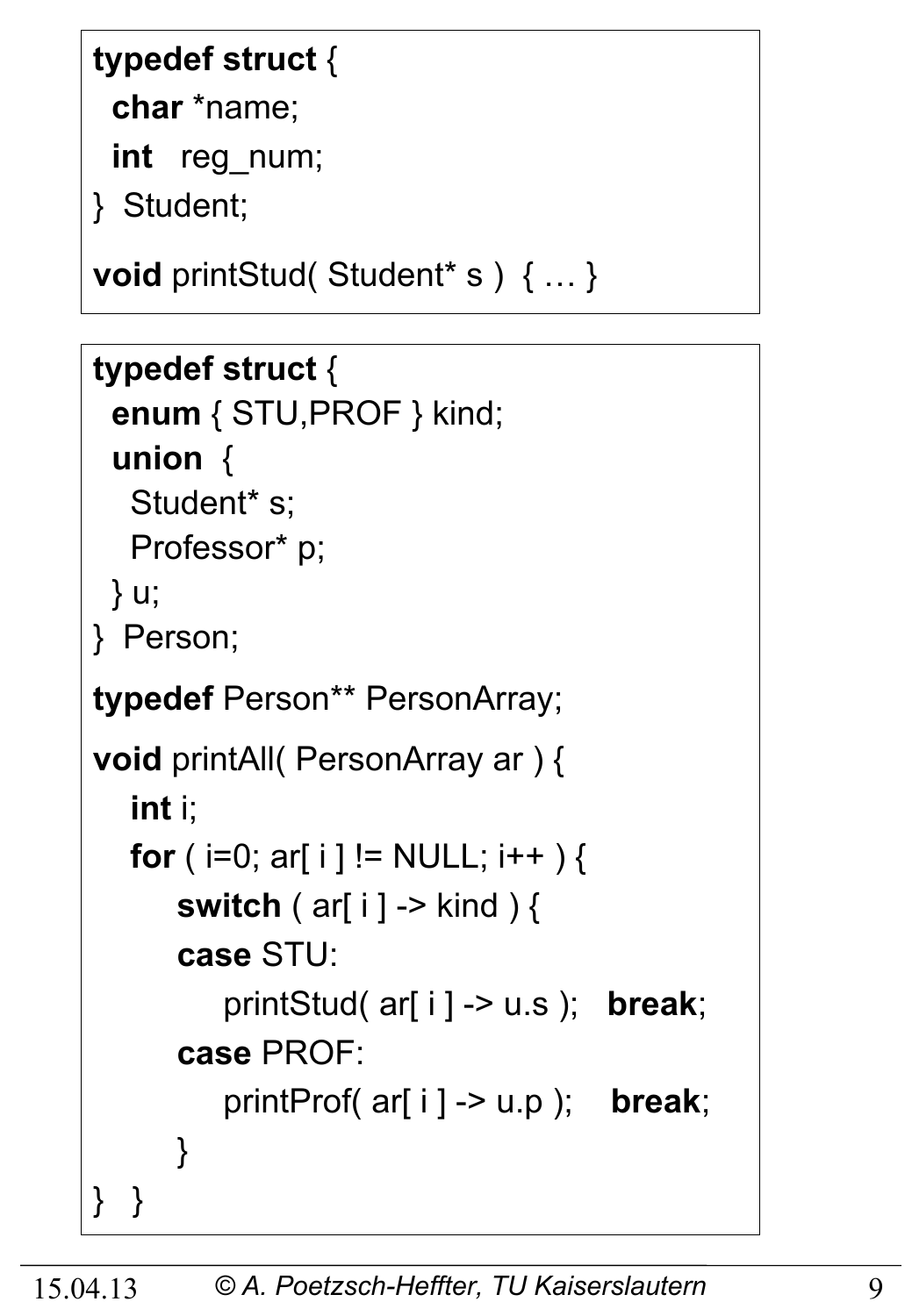```c
typedef struct {
  char *name;
  int   reg_num;
}  Student;

void printStud( Student* s )  { … }
```

```c
typedef struct {
  enum { STU,PROF } kind;
  union  {
    Student* s;
    Professor* p;
  } u;
}  Person;

typedef Person** PersonArray;

void printAll( PersonArray ar ) {
   int i;
   for ( i=0; ar[ i ] != NULL; i++ ) {
      switch ( ar[ i ] -> kind ) {
      case STU:
         printStud( ar[ i ] -> u.s );   break;
      case PROF:
         printProf( ar[ i ] -> u.p );    break;
      }
}   }
```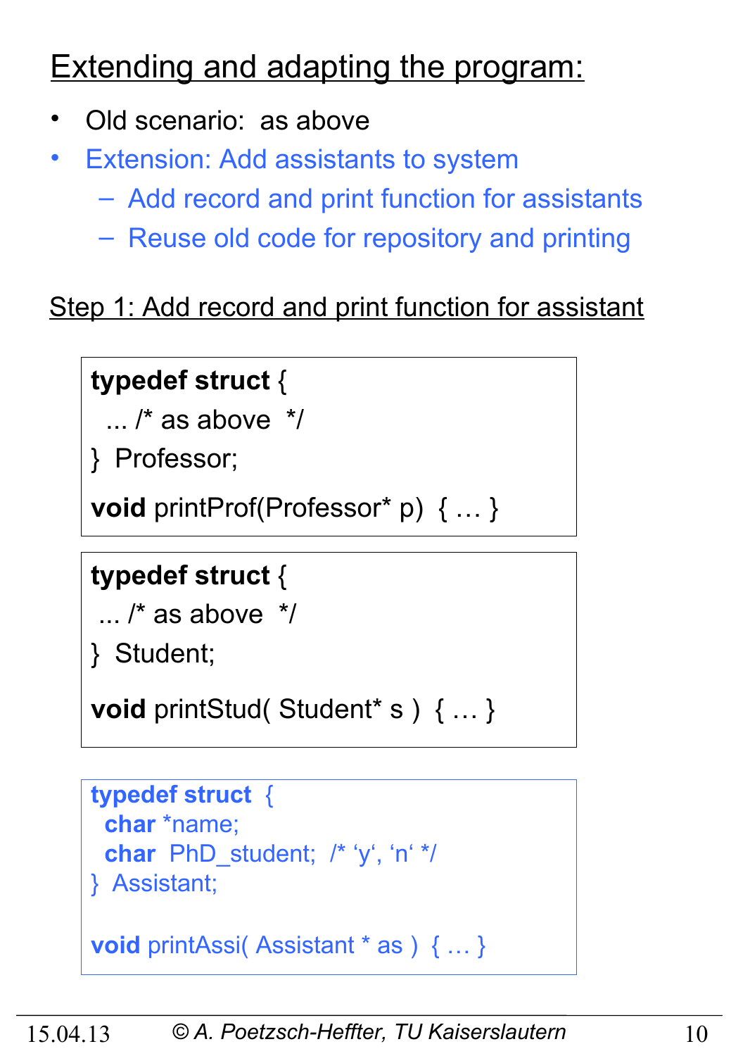# Extending and adapting the program:

- Old scenario: as above
- Extension: Add assistants to system
  - Add record and print function for assistants
  - Reuse old code for repository and printing

## Step 1: Add record and print function for assistant

```
typedef struct {
  ... /* as above  */
}  Professor;

void printProf(Professor* p)  { … }
```

```
typedef struct {
  ... /* as above  */
}  Student;

void printStud( Student* s )  { … }
```

```
typedef struct  {
  char *name;
  char  PhD_student;  /* ‘y‘, ‘n‘ */
}  Assistant;

void printAssi( Assistant * as )  { … }
```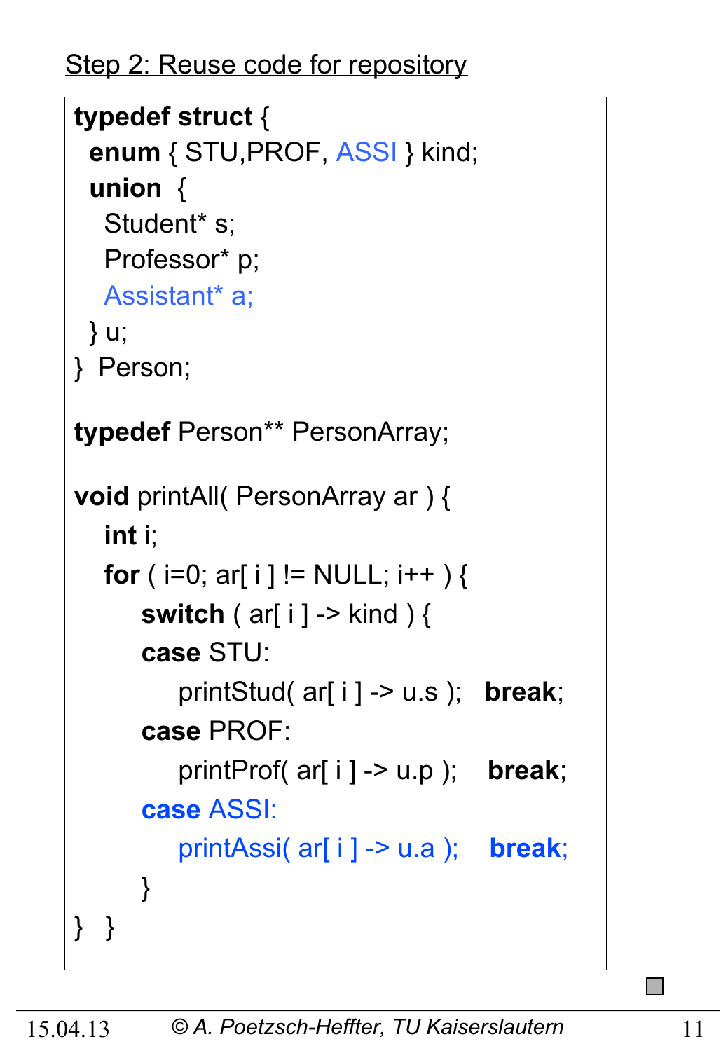Step 2: Reuse code for repository

```
typedef struct {
  enum { STU,PROF, ASSI } kind;
  union  {
    Student* s;
    Professor* p;
    Assistant* a;
  } u;
}  Person;

typedef Person** PersonArray;

void printAll( PersonArray ar ) {
   int i;
   for ( i=0; ar[ i ] != NULL; i++ ) {
       switch ( ar[ i ] -> kind ) {
       case STU:
           printStud( ar[ i ] -> u.s );   break;
       case PROF:
           printProf( ar[ i ] -> u.p );    break;
       case ASSI:
           printAssi( ar[ i ] -> u.a );    break;
       }
}  }
```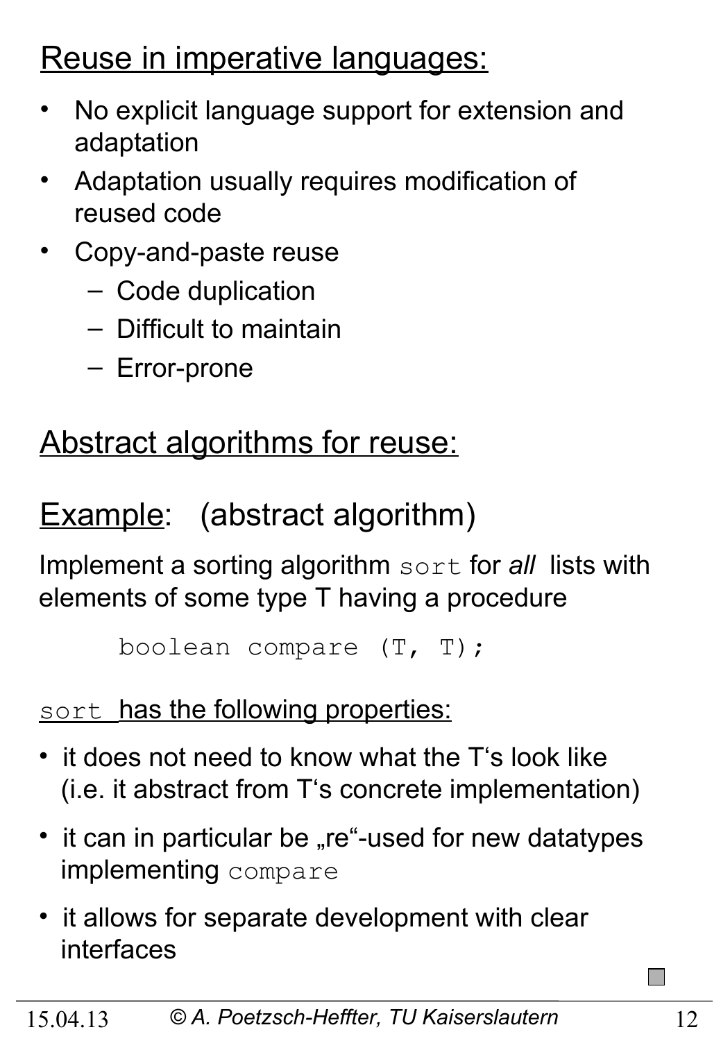## Reuse in imperative languages:

- No explicit language support for extension and adaptation
- Adaptation usually requires modification of reused code
- Copy-and-paste reuse
  - Code duplication
  - Difficult to maintain
  - Error-prone

## Abstract algorithms for reuse:

## Example: (abstract algorithm)

Implement a sorting algorithm `sort` for *all* lists with elements of some type T having a procedure

```
boolean compare (T, T);
```

`sort` has the following properties:

- it does not need to know what the T's look like (i.e. it abstract from T's concrete implementation)
- it can in particular be „re"-used for new datatypes implementing `compare`
- it allows for separate development with clear interfaces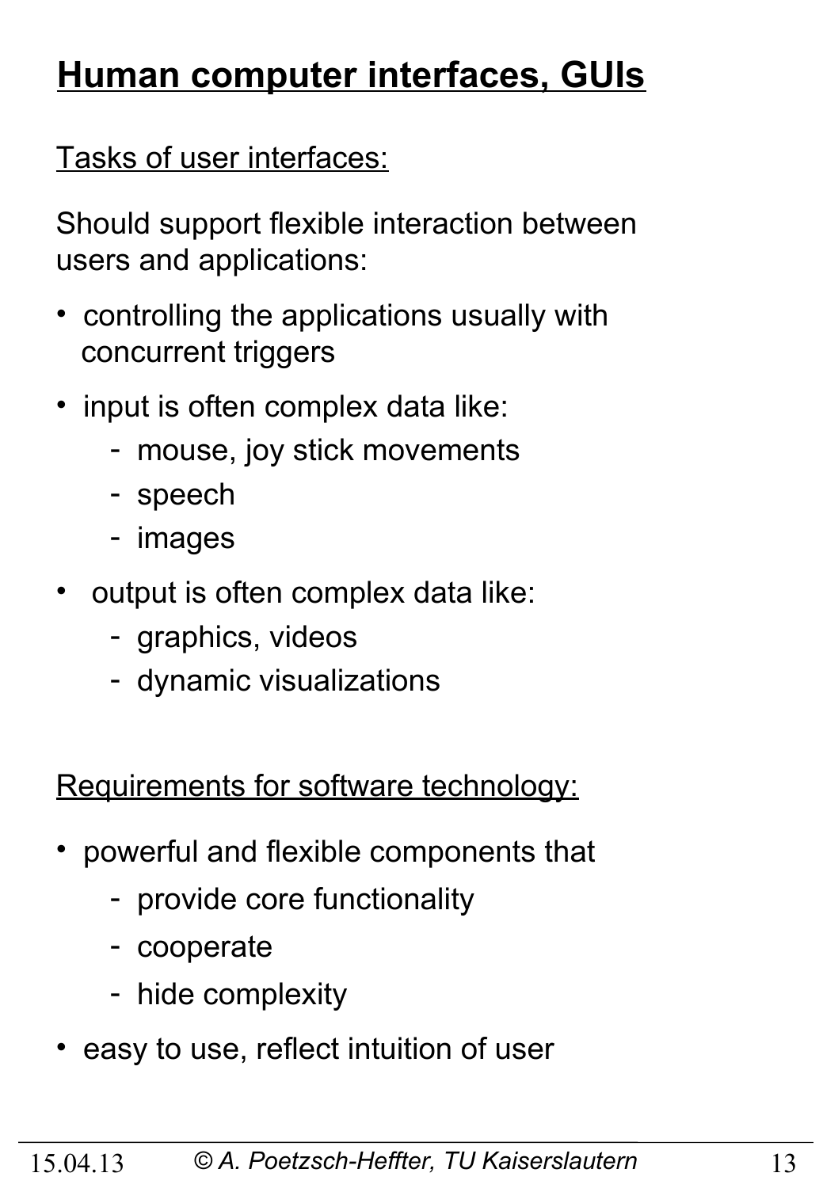# Human computer interfaces, GUIs

Tasks of user interfaces:

Should support flexible interaction between users and applications:

- controlling the applications usually with concurrent triggers
- input is often complex data like:
  - mouse, joy stick movements
  - speech
  - images
- output is often complex data like:
  - graphics, videos
  - dynamic visualizations

Requirements for software technology:

- powerful and flexible components that
  - provide core functionality
  - cooperate
  - hide complexity
- easy to use, reflect intuition of user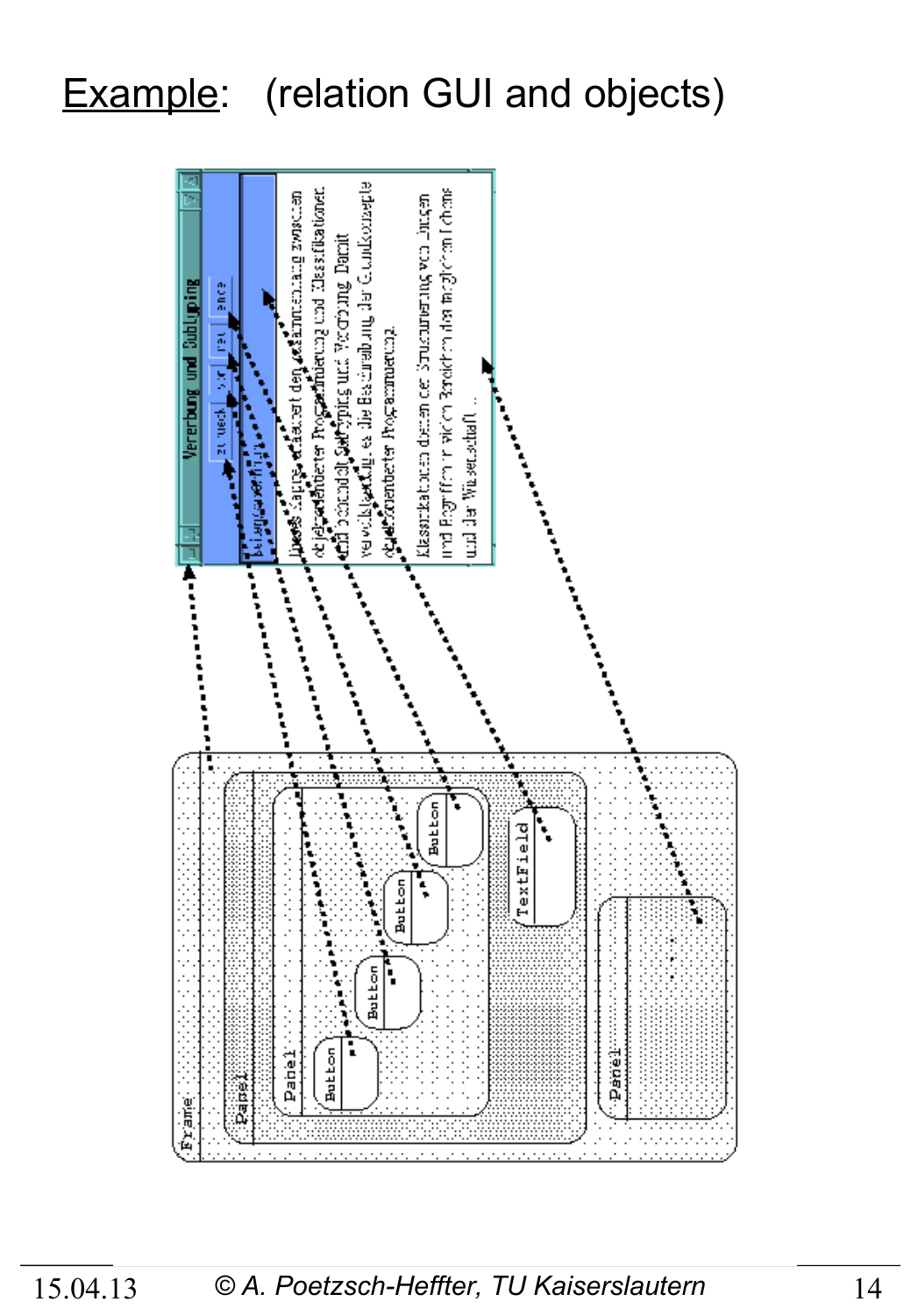# Example: (relation GUI and objects)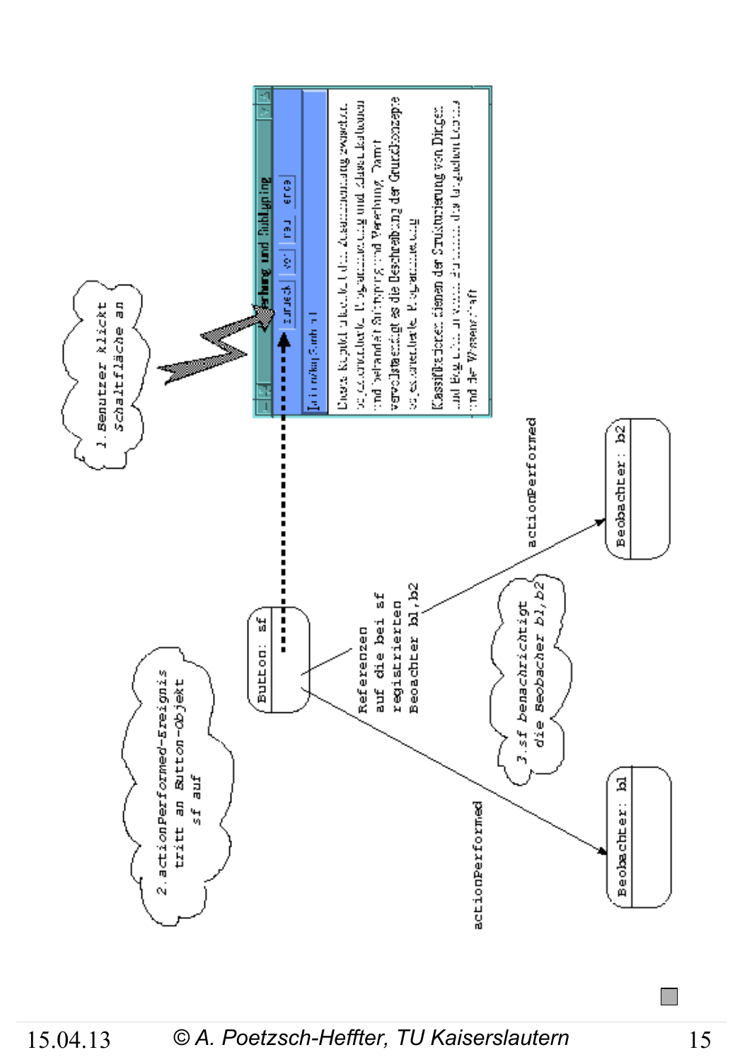1. Benutzer klickt Schaltfläche an

2. actionPerformed-Ereignis tritt an Button-Objekt sf auf

3. sf benachrichtigt die Beobacher b1,b2

Button: sf

Referenzen auf die bei sf registrierten Beobachter b1,b2

actionPerformed

actionPerformed

Beobachter: b1

Beobachter: b2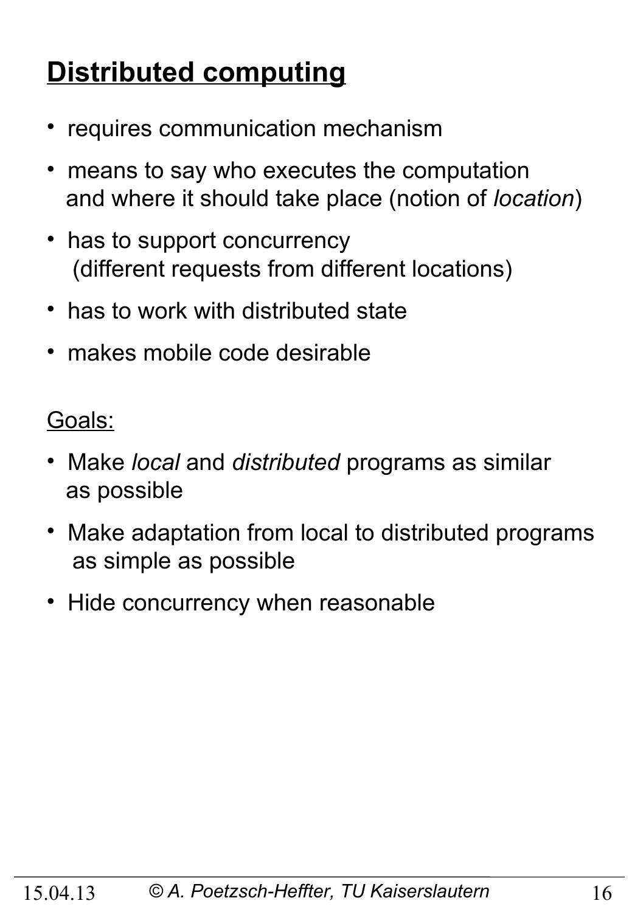# **Distributed computing**

- requires communication mechanism
- means to say who executes the computation and where it should take place (notion of *location*)
- has to support concurrency (different requests from different locations)
- has to work with distributed state
- makes mobile code desirable

Goals:

- Make *local* and *distributed* programs as similar as possible
- Make adaptation from local to distributed programs as simple as possible
- Hide concurrency when reasonable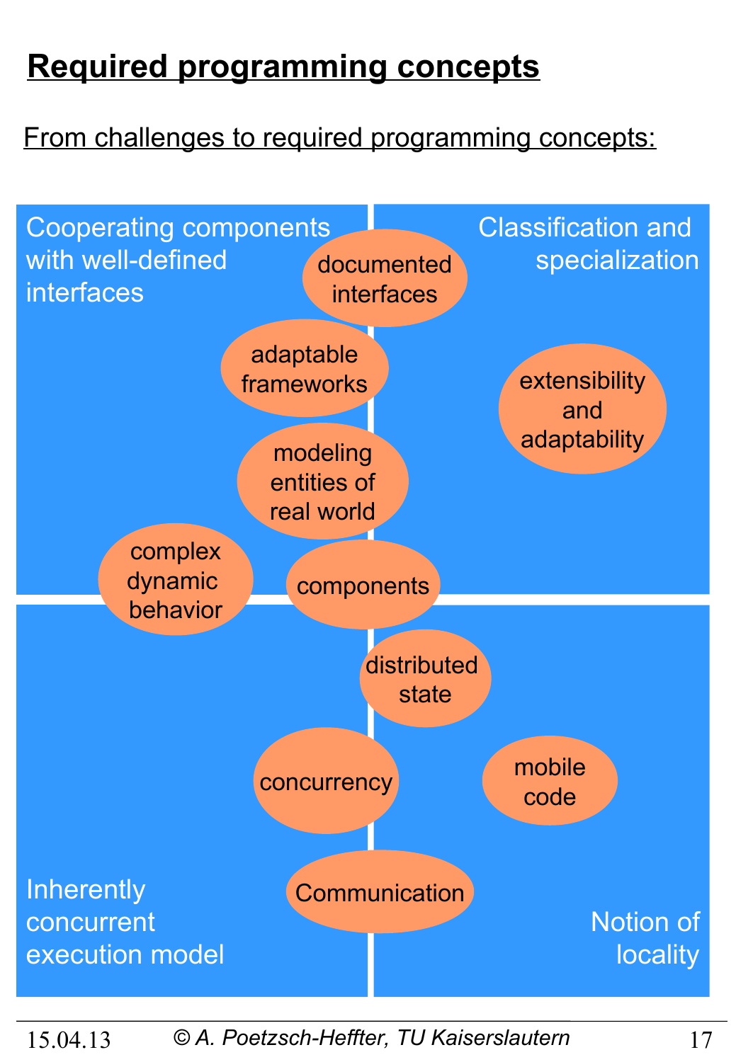# Required programming concepts

From challenges to required programming concepts:

Cooperating components with well-defined interfaces

Classification and specialization

documented interfaces

adaptable frameworks

extensibility and adaptability

modeling entities of real world

complex dynamic behavior

components

distributed state

concurrency

mobile code

Communication

Inherently concurrent execution model

Notion of locality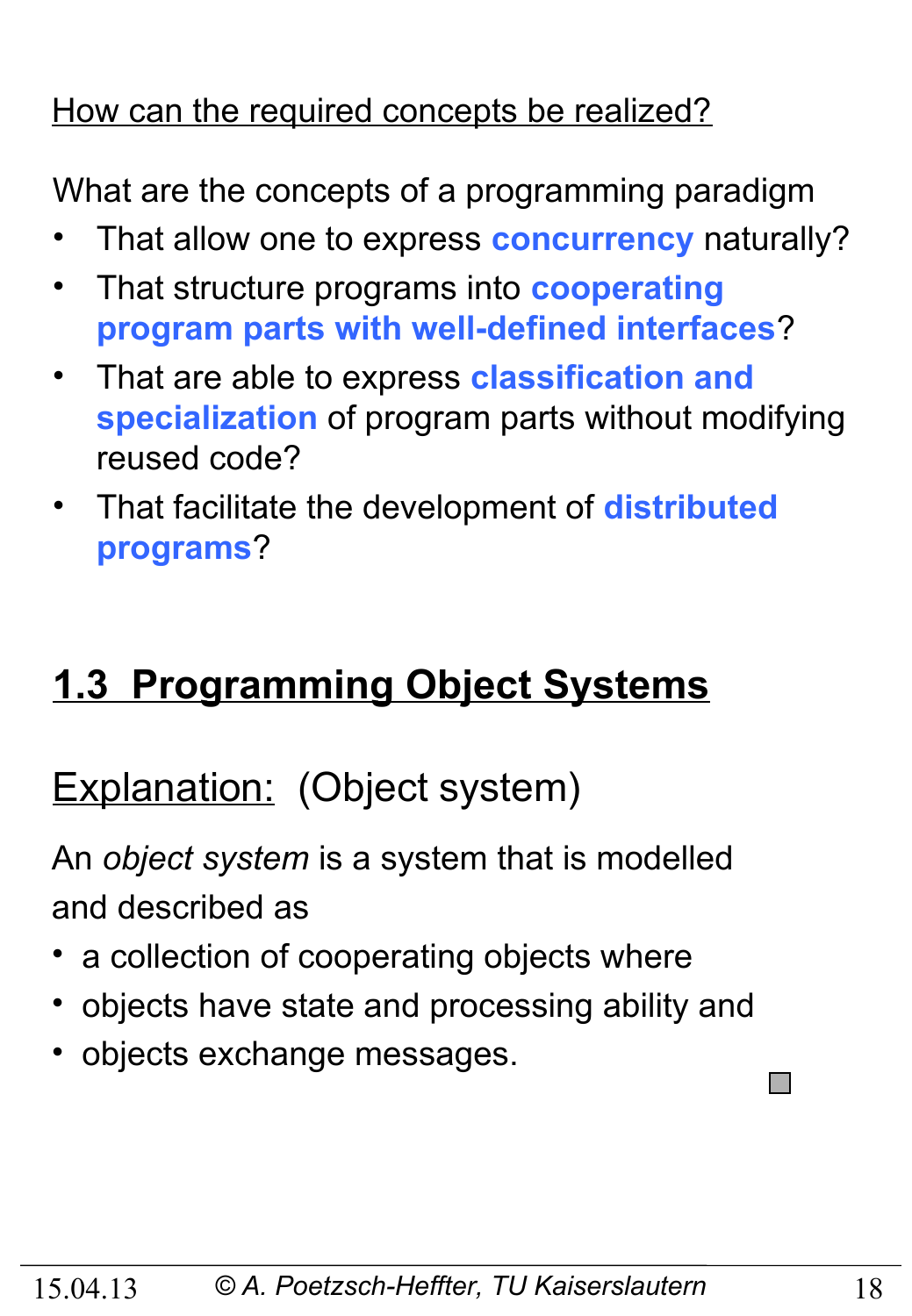How can the required concepts be realized?

What are the concepts of a programming paradigm

- That allow one to express **concurrency** naturally?
- That structure programs into **cooperating program parts with well-defined interfaces**?
- That are able to express **classification and specialization** of program parts without modifying reused code?
- That facilitate the development of **distributed programs**?

## 1.3 Programming Object Systems

Explanation: (Object system)

An *object system* is a system that is modelled and described as

- a collection of cooperating objects where
- objects have state and processing ability and
- objects exchange messages.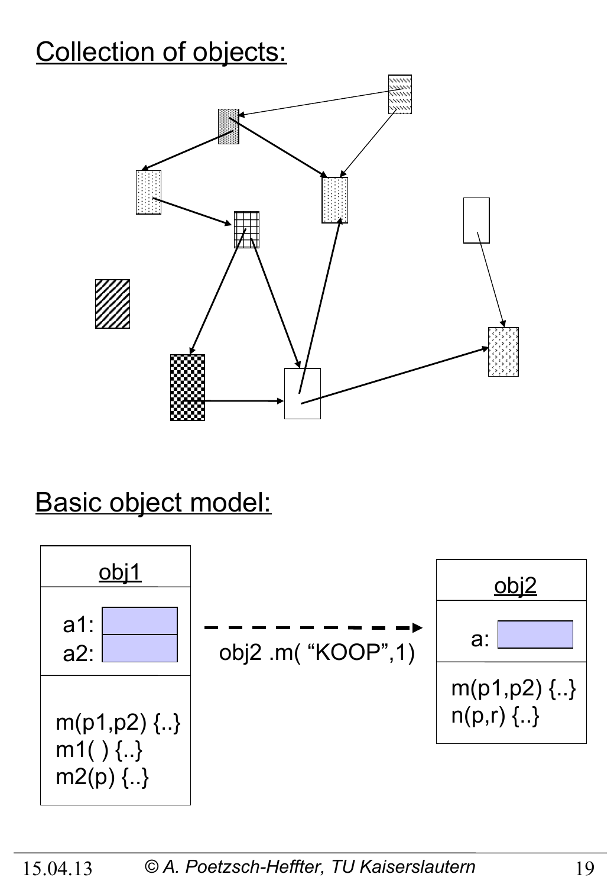## Collection of objects:

## Basic object model:

obj1

a1:
a2:

m(p1,p2) {..}
m1( ) {..}
m2(p) {..}

obj2 .m( “KOOP”,1)

obj2

a:

m(p1,p2) {..}
n(p,r) {..}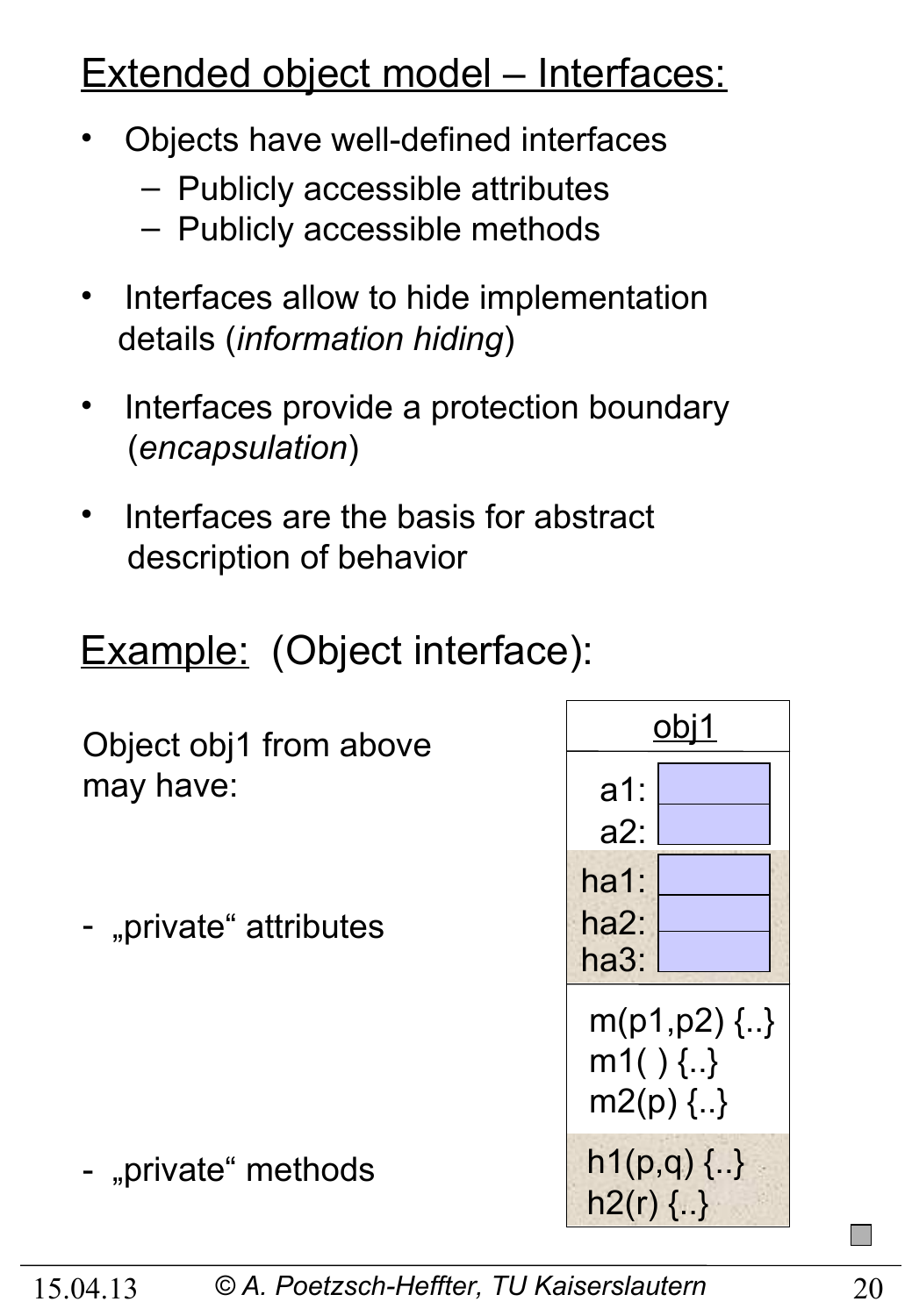# Extended object model – Interfaces:

- Objects have well-defined interfaces
  - Publicly accessible attributes
  - Publicly accessible methods
- Interfaces allow to hide implementation details (*information hiding*)
- Interfaces provide a protection boundary (*encapsulation*)
- Interfaces are the basis for abstract description of behavior

## Example: (Object interface):

Object obj1 from above may have:

- „private“ attributes
- „private“ methods

| obj1 |
|---|
| a1: |
| a2: |
| ha1: |
| ha2: |
| ha3: |
| m(p1,p2) {..} |
| m1( ) {..} |
| m2(p) {..} |
| h1(p,q) {..} |
| h2(r) {..} |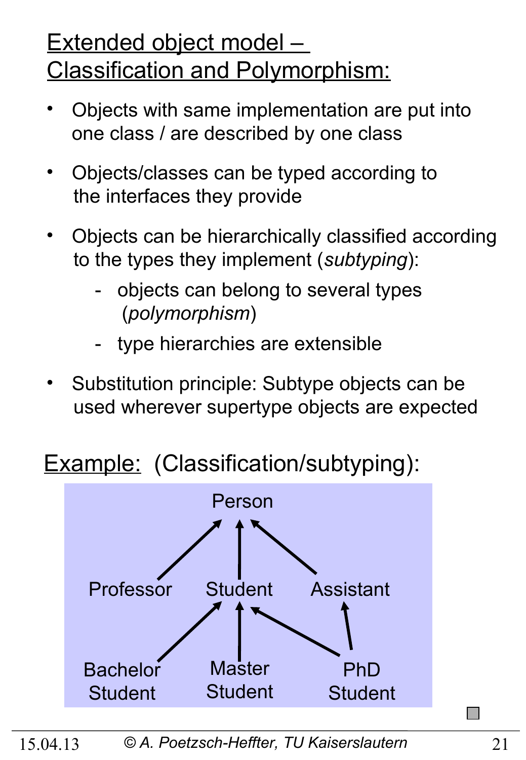## Extended object model – Classification and Polymorphism:

- Objects with same implementation are put into one class / are described by one class
- Objects/classes can be typed according to the interfaces they provide
- Objects can be hierarchically classified according to the types they implement (*subtyping*):
  - objects can belong to several types (*polymorphism*)
  - type hierarchies are extensible
- Substitution principle: Subtype objects can be used wherever supertype objects are expected

Example: (Classification/subtyping):

Person

Professor    Student    Assistant

Bachelor Student    Master Student    PhD Student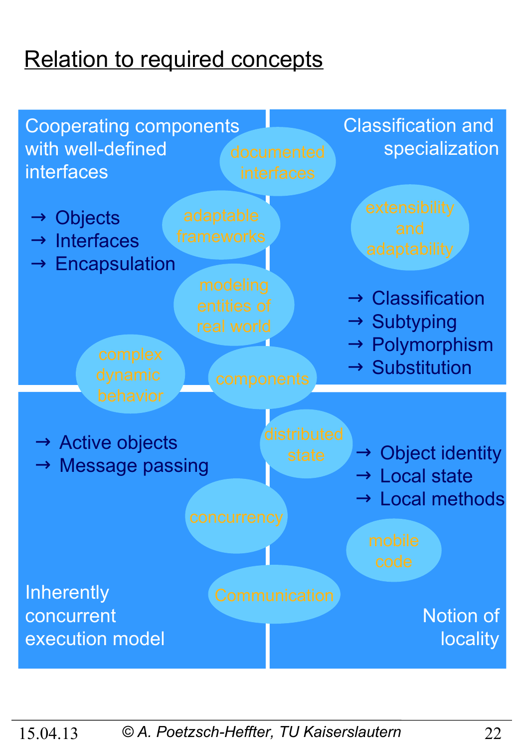# Relation to required concepts

**Cooperating components with well-defined interfaces**

- Objects
- Interfaces
- Encapsulation

**Classification and specialization**

- Classification
- Subtyping
- Polymorphism
- Substitution

**Inherently concurrent execution model**

- Active objects
- Message passing

**Notion of locality**

- Object identity
- Local state
- Local methods

documented interfaces

adaptable frameworks

extensibility and adaptability

modeling entities of real world

complex dynamic behavior

components

distributed state

concurrency

mobile code

Communication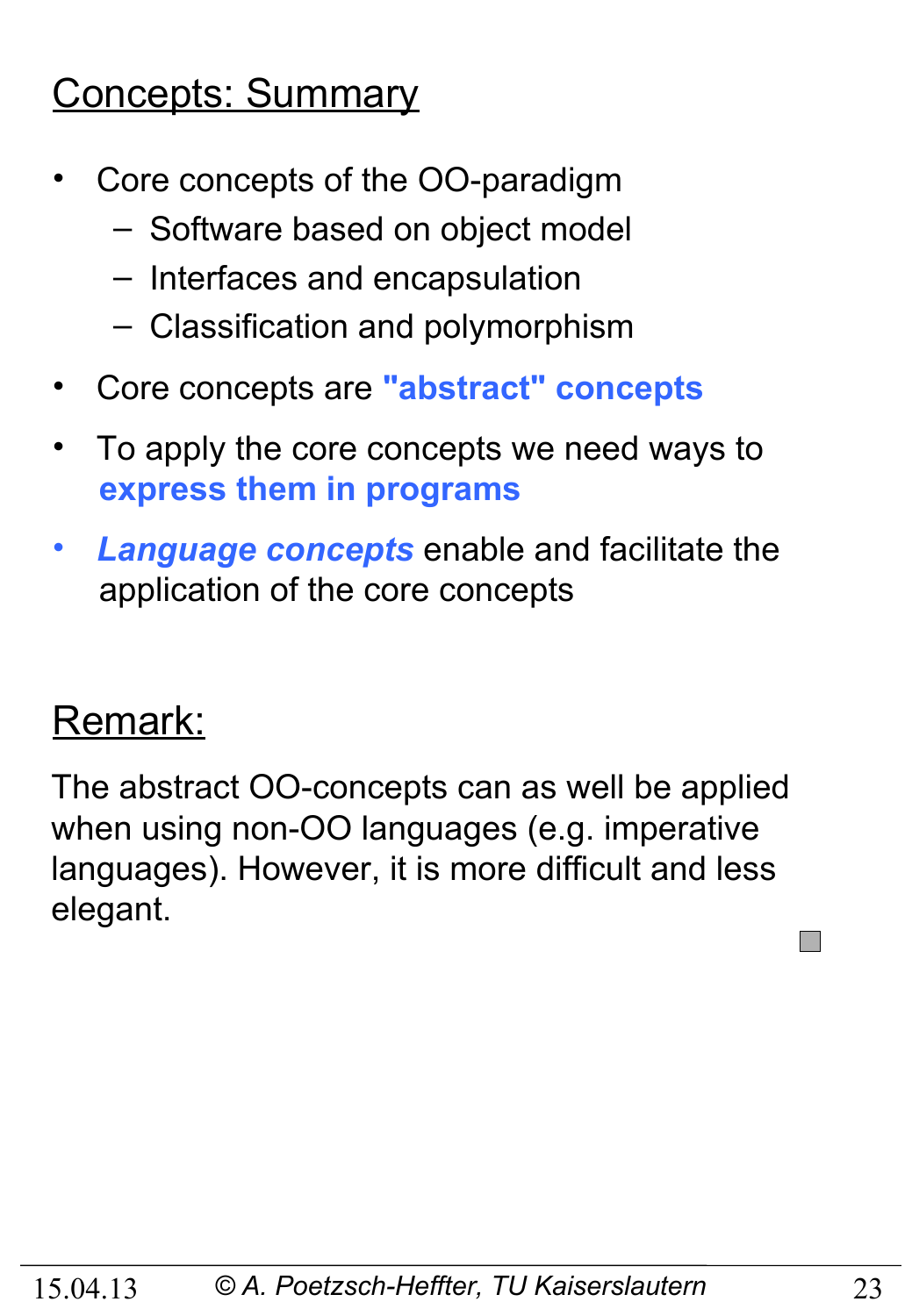## Concepts: Summary

- Core concepts of the OO-paradigm
  - Software based on object model
  - Interfaces and encapsulation
  - Classification and polymorphism
- Core concepts are **"abstract" concepts**
- To apply the core concepts we need ways to **express them in programs**
- ***Language concepts*** enable and facilitate the application of the core concepts

## Remark:

The abstract OO-concepts can as well be applied when using non-OO languages (e.g. imperative languages). However, it is more difficult and less elegant.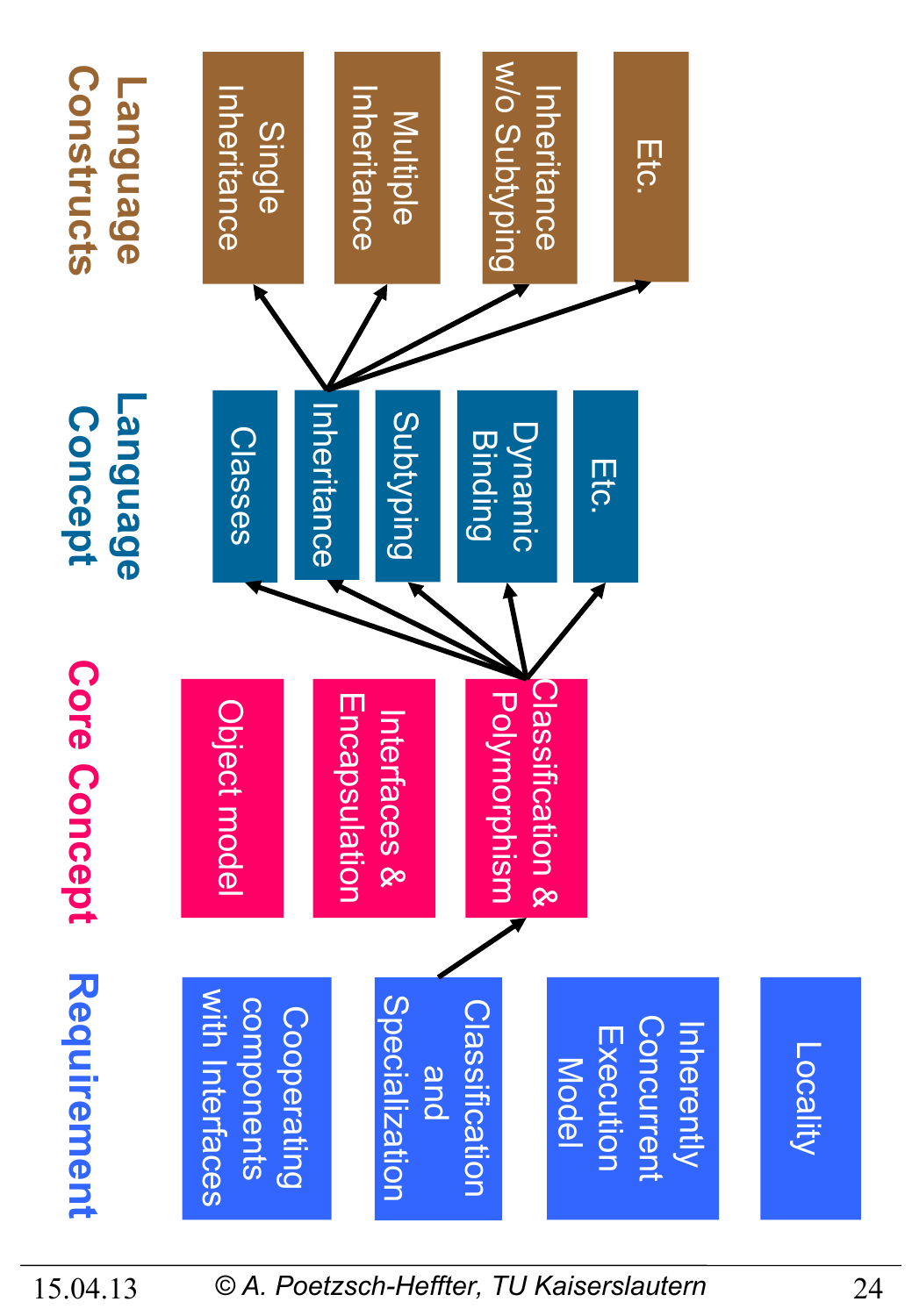## Requirement

- Cooperating components with Interfaces
- Classification and Specialization
- Inherently Concurrent Execution Model
- Locality

## Core Concept

- Object model
- Interfaces & Encapsulation
- Classification & Polymorphism

## Language Concept

- Classes
- Inheritance
- Subtyping
- Dynamic Binding
- Etc.

## Language Constructs

- Single Inheritance
- Multiple Inheritance
- Inheritance w/o Subtyping
- Etc.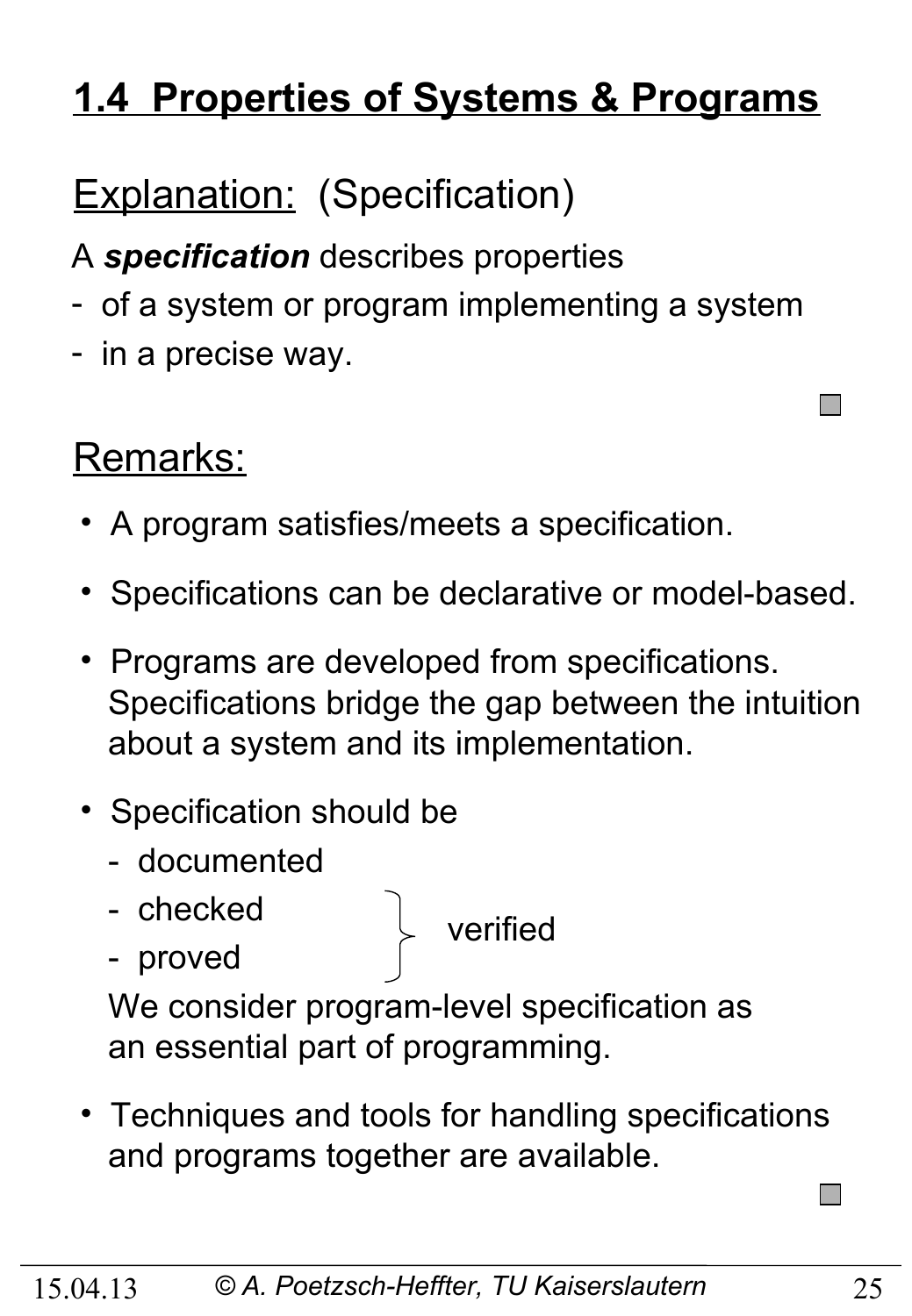# 1.4 Properties of Systems & Programs

## Explanation: (Specification)

A ***specification*** describes properties
- of a system or program implementing a system
- in a precise way.

## Remarks:

- A program satisfies/meets a specification.
- Specifications can be declarative or model-based.
- Programs are developed from specifications. Specifications bridge the gap between the intuition about a system and its implementation.
- Specification should be
  - documented
  - checked
  - proved

  (checked and proved: verified)

  We consider program-level specification as an essential part of programming.
- Techniques and tools for handling specifications and programs together are available.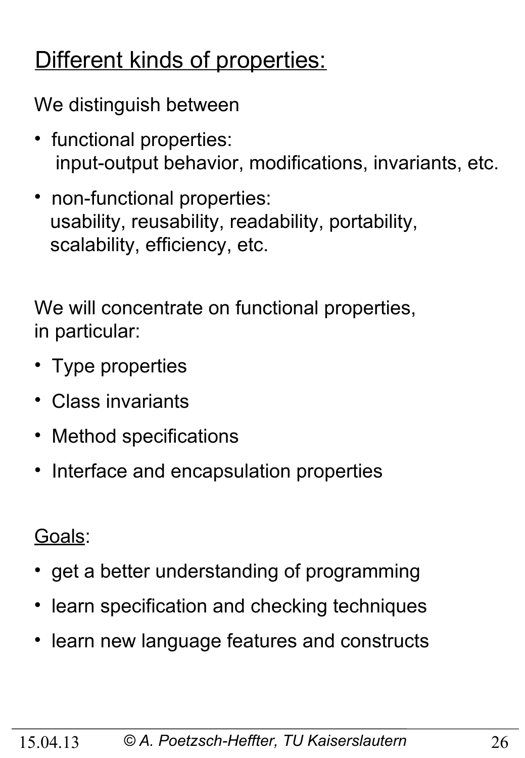## Different kinds of properties:

We distinguish between

- functional properties:
  input-output behavior, modifications, invariants, etc.
- non-functional properties:
  usability, reusability, readability, portability, scalability, efficiency, etc.

We will concentrate on functional properties, in particular:

- Type properties
- Class invariants
- Method specifications
- Interface and encapsulation properties

Goals:

- get a better understanding of programming
- learn specification and checking techniques
- learn new language features and constructs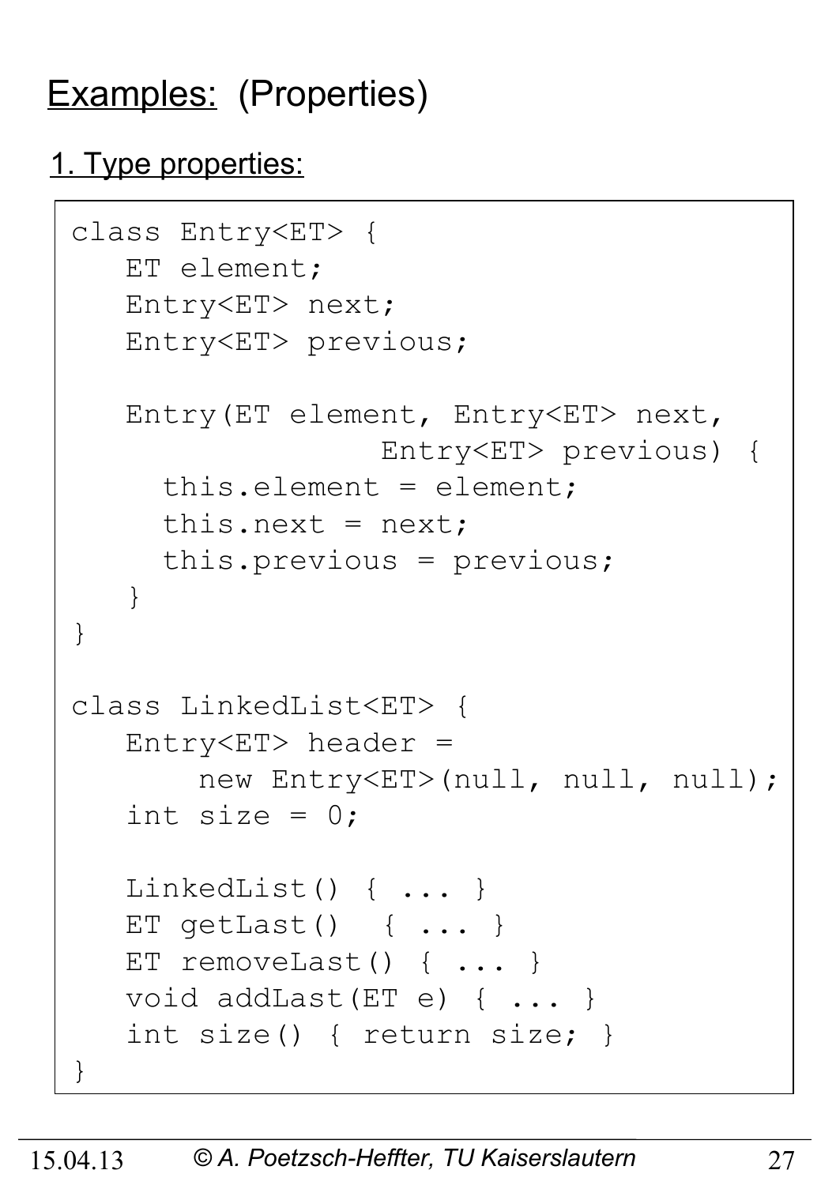# Examples: (Properties)

## 1. Type properties:

```
class Entry<ET> {
   ET element;
   Entry<ET> next;
   Entry<ET> previous;

   Entry(ET element, Entry<ET> next,
                 Entry<ET> previous) {
     this.element = element;
     this.next = next;
     this.previous = previous;
   }
}

class LinkedList<ET> {
   Entry<ET> header =
       new Entry<ET>(null, null, null);
   int size = 0;

   LinkedList() { ... }
   ET getLast()  { ... }
   ET removeLast() { ... }
   void addLast(ET e) { ... }
   int size() { return size; }
}
```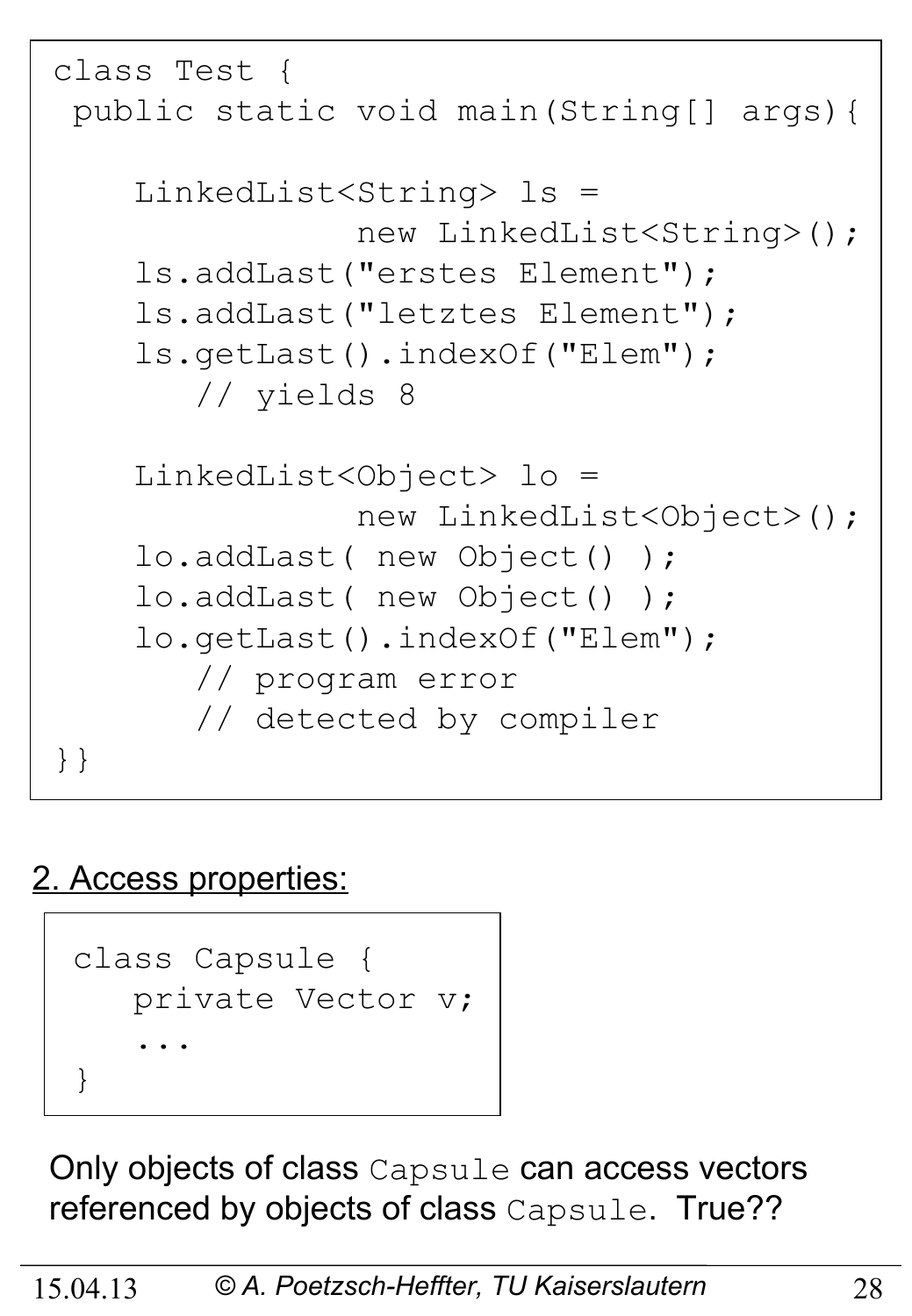```
class Test {
 public static void main(String[] args){

    LinkedList<String> ls =
               new LinkedList<String>();
    ls.addLast("erstes Element");
    ls.addLast("letztes Element");
    ls.getLast().indexOf("Elem");
       // yields 8

    LinkedList<Object> lo =
               new LinkedList<Object>();
    lo.addLast( new Object() );
    lo.addLast( new Object() );
    lo.getLast().indexOf("Elem");
       // program error
       // detected by compiler
}}
```

## 2. Access properties:

```
class Capsule {
   private Vector v;
   ...
}
```

Only objects of class `Capsule` can access vectors referenced by objects of class `Capsule`. True??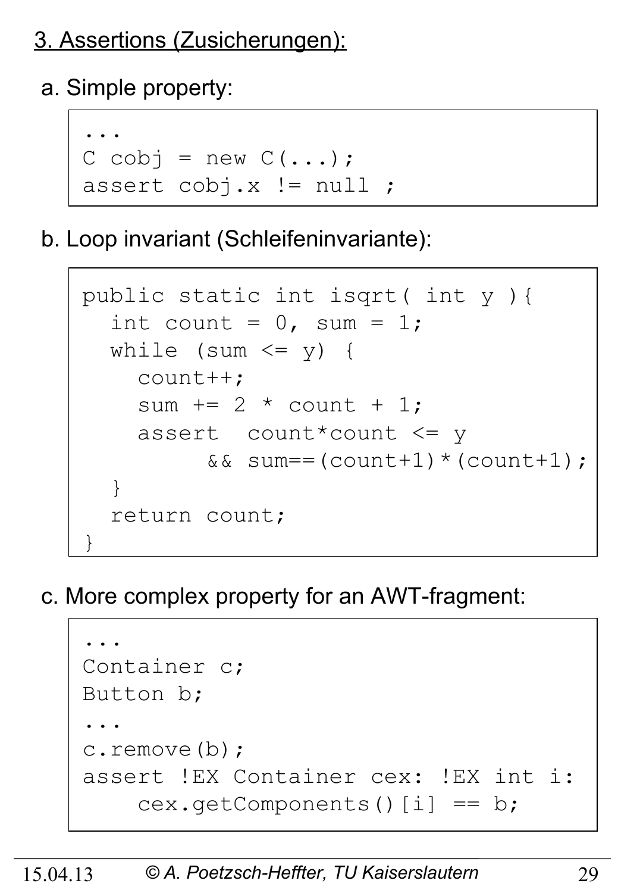## 3. Assertions (Zusicherungen):

a. Simple property:

```
...
C cobj = new C(...);
assert cobj.x != null ;
```

b. Loop invariant (Schleifeninvariante):

```
public static int isqrt( int y ){
  int count = 0, sum = 1;
  while (sum <= y) {
    count++;
    sum += 2 * count + 1;
    assert  count*count <= y
         && sum==(count+1)*(count+1);
  }
  return count;
}
```

c. More complex property for an AWT-fragment:

```
...
Container c;
Button b;
...
c.remove(b);
assert !EX Container cex: !EX int i:
    cex.getComponents()[i] == b;
```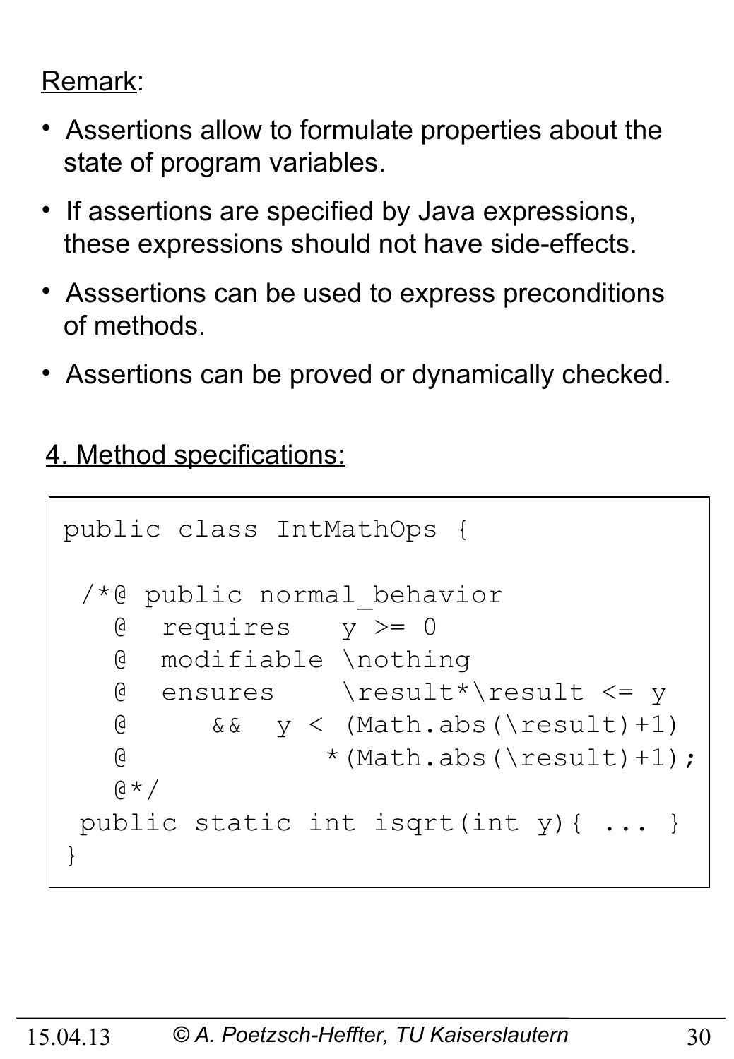Remark:

- Assertions allow to formulate properties about the state of program variables.
- If assertions are specified by Java expressions, these expressions should not have side-effects.
- Asssertions can be used to express preconditions of methods.
- Assertions can be proved or dynamically checked.

4. Method specifications:

```
public class IntMathOps {

 /*@ public normal_behavior
   @  requires   y >= 0
   @  modifiable \nothing
   @  ensures    \result*\result <= y
   @     &&  y <  (Math.abs(\result)+1)
   @            *(Math.abs(\result)+1);
   @*/
 public static int isqrt(int y){ ... }
}
```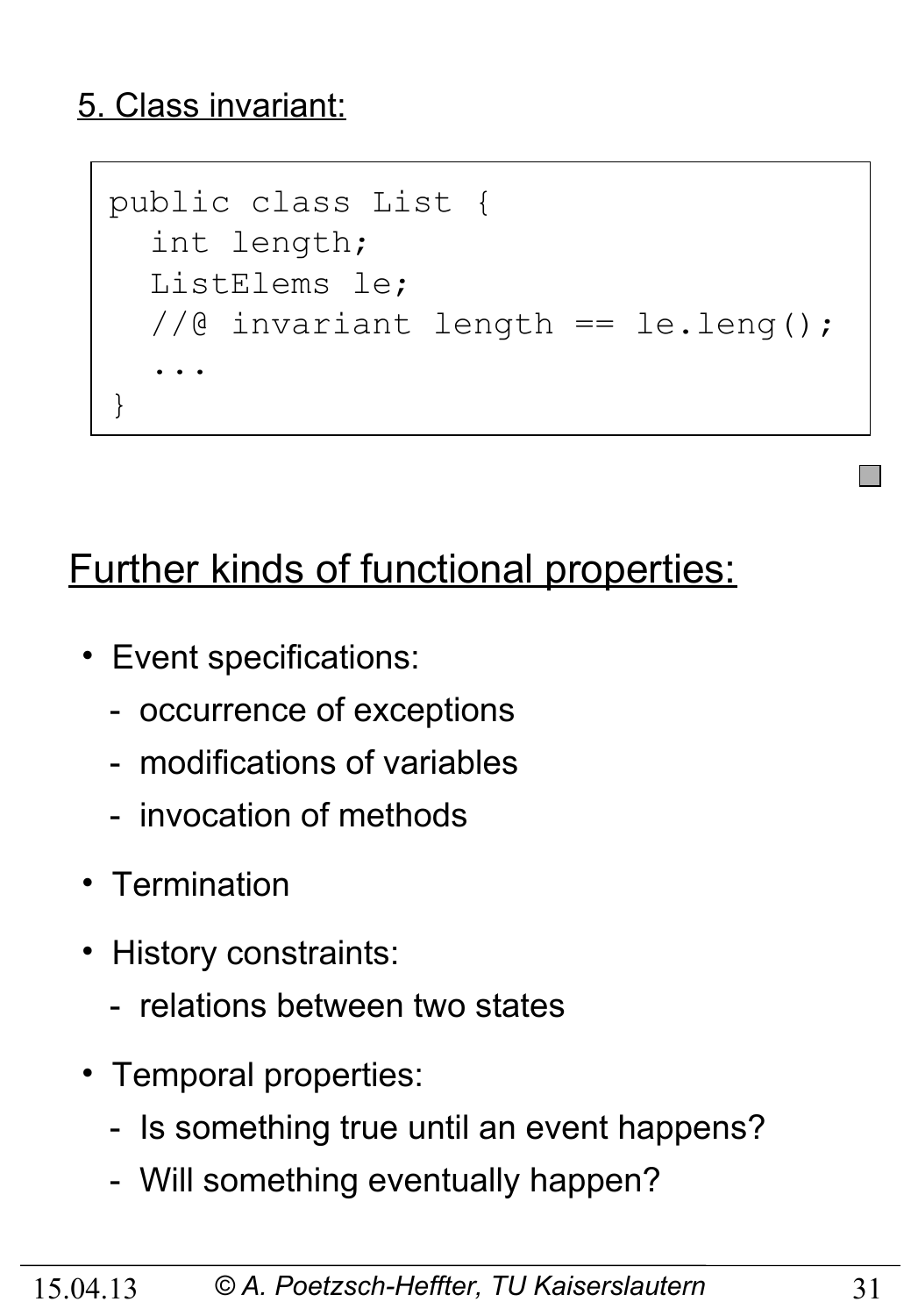5. Class invariant:

```
public class List {
  int length;
  ListElems le;
  //@ invariant length == le.leng();
  ...
}
```

## Further kinds of functional properties:

- Event specifications:
  - occurrence of exceptions
  - modifications of variables
  - invocation of methods
- Termination
- History constraints:
  - relations between two states
- Temporal properties:
  - Is something true until an event happens?
  - Will something eventually happen?